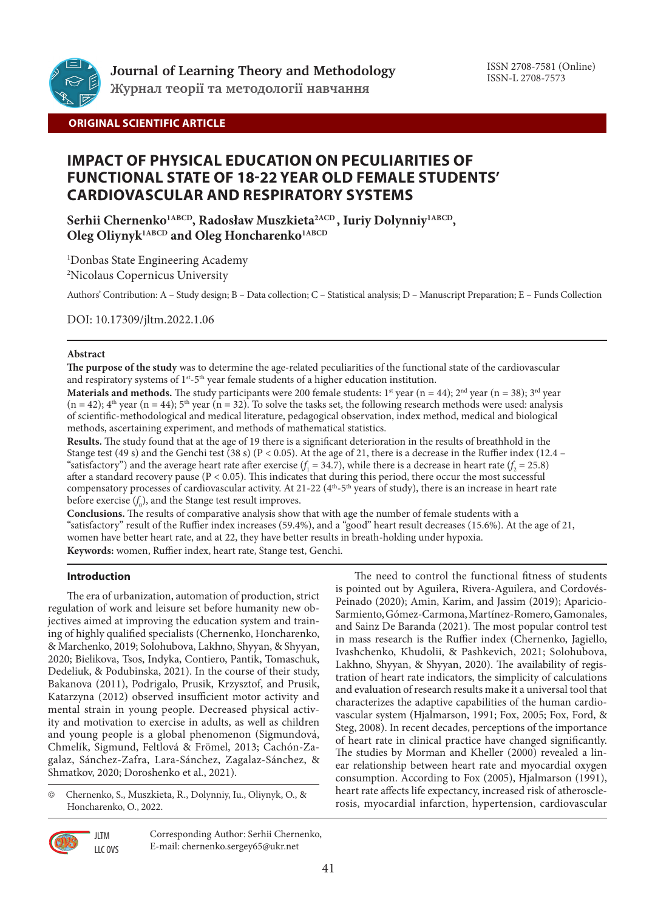**ORIGINAL SCIENTIFIC ARTICLE**

# IMPACT OF PHYSICAL EDUCATION ON PECULIARITIES OF FUNCTIONAL STATE OF 18-22 YEAR OLD FEMALE STUDENTS' CARDIOVASCULAR AND RESPIRATORY SYSTEMS

**Serhii Chernenko[1ABCD], Radosław Muszkieta[2ACD], Iuriy Dolynniy[1ABCD], Oleg Oliynyk[1ABCD] and Oleg Honcharenko[1ABCD]**

[1]Donbas State Engineering Academy
[2]Nicolaus Copernicus University

Authors' Contribution: A – Study design; B – Data collection; C – Statistical analysis; D – Manuscript Preparation; E – Funds Collection

DOI: 10.17309/jltm.2022.1.06

## Abstract

**The purpose of the study** was to determine the age-related peculiarities of the functional state of the cardiovascular and respiratory systems of 1st-5th year female students of a higher education institution.

**Materials and methods.** The study participants were 200 female students: 1st year (n = 44); 2nd year (n = 38); 3rd year (n = 42); 4th year (n = 44); 5th year (n = 32). To solve the tasks set, the following research methods were used: analysis of scientific-methodological and medical literature, pedagogical observation, index method, medical and biological methods, ascertaining experiment, and methods of mathematical statistics.

**Results.** The study found that at the age of 19 there is a significant deterioration in the results of breathhold in the Stange test (49 s) and the Genchi test (38 s) ($P < 0.05$). At the age of 21, there is a decrease in the Ruffier index (12.4 – "satisfactory") and the average heart rate after exercise ($f_1 = 34.7$), while there is a decrease in heart rate ($f_2 = 25.8$) after a standard recovery pause ($P < 0.05$). This indicates that during this period, there occur the most successful compensatory processes of cardiovascular activity. At 21-22 (4th-5th years of study), there is an increase in heart rate before exercise ($f_0$), and the Stange test result improves.

**Conclusions.** The results of comparative analysis show that with age the number of female students with a "satisfactory" result of the Ruffier index increases (59.4%), and a "good" heart result decreases (15.6%). At the age of 21, women have better heart rate, and at 22, they have better results in breath-holding under hypoxia.

**Keywords:** women, Ruffier index, heart rate, Stange test, Genchi.

## Introduction

The era of urbanization, automation of production, strict regulation of work and leisure set before humanity new objectives aimed at improving the education system and training of highly qualified specialists (Chernenko, Honcharenko, & Marchenko, 2019; Solohubova, Lakhno, Shyyan, & Shyyan, 2020; Bielikova, Tsos, Indyka, Contiero, Pantik, Tomaschuk, Dedeliuk, & Podubinska, 2021). In the course of their study, Bakanova (2011), Podrigalo, Prusik, Krzysztof, and Prusik, Katarzyna (2012) observed insufficient motor activity and mental strain in young people. Decreased physical activity and motivation to exercise in adults, as well as children and young people is a global phenomenon (Sigmundová, Chmelík, Sigmund, Feltlová & Frömel, 2013; Cachón-Zagalaz, Sánchez-Zafra, Lara-Sánchez, Zagalaz-Sánchez, & Shmatkov, 2020; Doroshenko et al., 2021).

The need to control the functional fitness of students is pointed out by Aguilera, Rivera-Aguilera, and Cordovés-Peinado (2020); Amin, Karim, and Jassim (2019); Aparicio-Sarmiento, Gómez-Carmona, Martínez-Romero, Gamonales, and Sainz De Baranda (2021). The most popular control test in mass research is the Ruffier index (Chernenko, Jagiello, Ivashchenko, Khudolii, & Pashkevich, 2021; Solohubova, Lakhno, Shyyan, & Shyyan, 2020). The availability of registration of heart rate indicators, the simplicity of calculations and evaluation of research results make it a universal tool that characterizes the adaptive capabilities of the human cardiovascular system (Hjalmarson, 1991; Fox, 2005; Fox, Ford, & Steg, 2008). In recent decades, perceptions of the importance of heart rate in clinical practice have changed significantly. The studies by Morman and Kheller (2000) revealed a linear relationship between heart rate and myocardial oxygen consumption. According to Fox (2005), Hjalmarson (1991), heart rate affects life expectancy, increased risk of atherosclerosis, myocardial infarction, hypertension, cardiovascular

© Chernenko, S., Muszkieta, R., Dolynniy, Iu., Oliynyk, O., & Honcharenko, O., 2022.

Corresponding Author: Serhii Chernenko, E-mail: chernenko.sergey65@ukr.net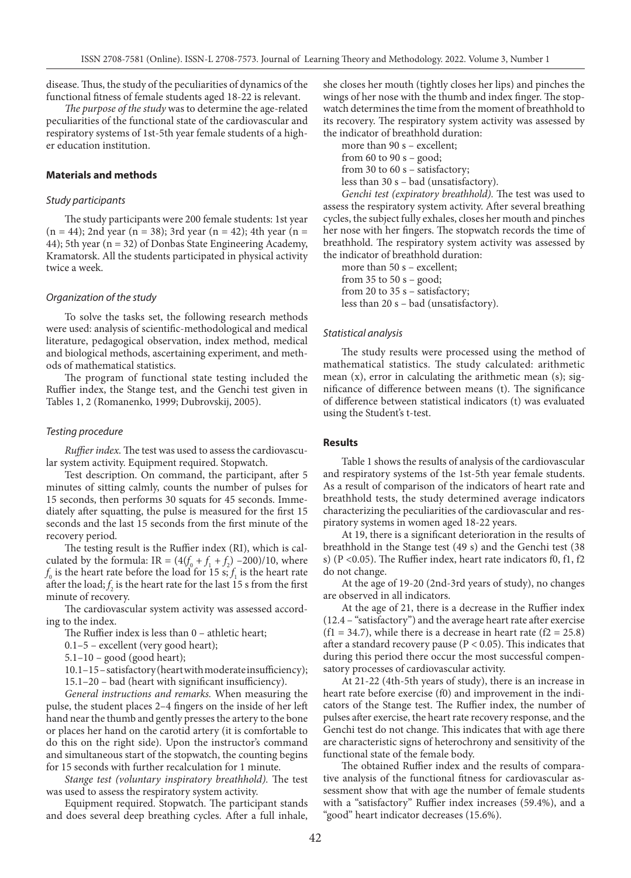disease. Thus, the study of the peculiarities of dynamics of the functional fitness of female students aged 18-22 is relevant.

*The purpose of the study* was to determine the age-related peculiarities of the functional state of the cardiovascular and respiratory systems of 1st-5th year female students of a higher education institution.

## Materials and methods

### *Study participants*

The study participants were 200 female students: 1st year (n = 44); 2nd year (n = 38); 3rd year (n = 42); 4th year (n = 44); 5th year (n = 32) of Donbas State Engineering Academy, Kramatorsk. All the students participated in physical activity twice a week.

### *Organization of the study*

To solve the tasks set, the following research methods were used: analysis of scientific-methodological and medical literature, pedagogical observation, index method, medical and biological methods, ascertaining experiment, and methods of mathematical statistics.

The program of functional state testing included the Ruffier index, the Stange test, and the Genchi test given in Tables 1, 2 (Romanenko, 1999; Dubrovskij, 2005).

### *Testing procedure*

*Ruffier index.* The test was used to assess the cardiovascular system activity. Equipment required. Stopwatch.

Test description. On command, the participant, after 5 minutes of sitting calmly, counts the number of pulses for 15 seconds, then performs 30 squats for 45 seconds. Immediately after squatting, the pulse is measured for the first 15 seconds and the last 15 seconds from the first minute of the recovery period.

The testing result is the Ruffier index (RI), which is calculated by the formula: $IR = (4(f_0 + f_1 + f_2) - 200)/10$, where $f_0$ is the heart rate before the load for 15 s; $f_1$ is the heart rate after the load; $f_2$ is the heart rate for the last 15 s from the first minute of recovery.

The cardiovascular system activity was assessed according to the index.

The Ruffier index is less than 0 – athletic heart;

0.1–5 – excellent (very good heart);

5.1–10 – good (good heart);

10.1–15 – satisfactory (heart with moderate insufficiency);

15.1–20 – bad (heart with significant insufficiency).

*General instructions and remarks.* When measuring the pulse, the student places 2–4 fingers on the inside of her left hand near the thumb and gently presses the artery to the bone or places her hand on the carotid artery (it is comfortable to do this on the right side). Upon the instructor's command and simultaneous start of the stopwatch, the counting begins for 15 seconds with further recalculation for 1 minute.

*Stange test (voluntary inspiratory breathhold).* The test was used to assess the respiratory system activity.

Equipment required. Stopwatch. The participant stands and does several deep breathing cycles. After a full inhale, she closes her mouth (tightly closes her lips) and pinches the wings of her nose with the thumb and index finger. The stopwatch determines the time from the moment of breathhold to its recovery. The respiratory system activity was assessed by the indicator of breathhold duration:

more than 90 s – excellent;

from 60 to 90 s – good;

from 30 to 60 s – satisfactory;

less than 30 s – bad (unsatisfactory).

*Genchi test (expiratory breathhold).* The test was used to assess the respiratory system activity. After several breathing cycles, the subject fully exhales, closes her mouth and pinches her nose with her fingers. The stopwatch records the time of breathhold. The respiratory system activity was assessed by the indicator of breathhold duration:

more than 50 s – excellent;

from 35 to 50 s – good;

from 20 to 35 s – satisfactory;

less than 20 s – bad (unsatisfactory).

### *Statistical analysis*

The study results were processed using the method of mathematical statistics. The study calculated: arithmetic mean (x), error in calculating the arithmetic mean (s); significance of difference between means (t). The significance of difference between statistical indicators (t) was evaluated using the Student's t-test.

## Results

Table 1 shows the results of analysis of the cardiovascular and respiratory systems of the 1st-5th year female students. As a result of comparison of the indicators of heart rate and breathhold tests, the study determined average indicators characterizing the peculiarities of the cardiovascular and respiratory systems in women aged 18-22 years.

At 19, there is a significant deterioration in the results of breathhold in the Stange test (49 s) and the Genchi test (38 s) ($P < 0.05$). The Ruffier index, heart rate indicators f0, f1, f2 do not change.

At the age of 19-20 (2nd-3rd years of study), no changes are observed in all indicators.

At the age of 21, there is a decrease in the Ruffier index (12.4 – "satisfactory") and the average heart rate after exercise ($f1 = 34.7$), while there is a decrease in heart rate ($f2 = 25.8$) after a standard recovery pause ($P < 0.05$). This indicates that during this period there occur the most successful compensatory processes of cardiovascular activity.

At 21-22 (4th-5th years of study), there is an increase in heart rate before exercise (f0) and improvement in the indicators of the Stange test. The Ruffier index, the number of pulses after exercise, the heart rate recovery response, and the Genchi test do not change. This indicates that with age there are characteristic signs of heterochrony and sensitivity of the functional state of the female body.

The obtained Ruffier index and the results of comparative analysis of the functional fitness for cardiovascular assessment show that with age the number of female students with a "satisfactory" Ruffier index increases (59.4%), and a "good" heart indicator decreases (15.6%).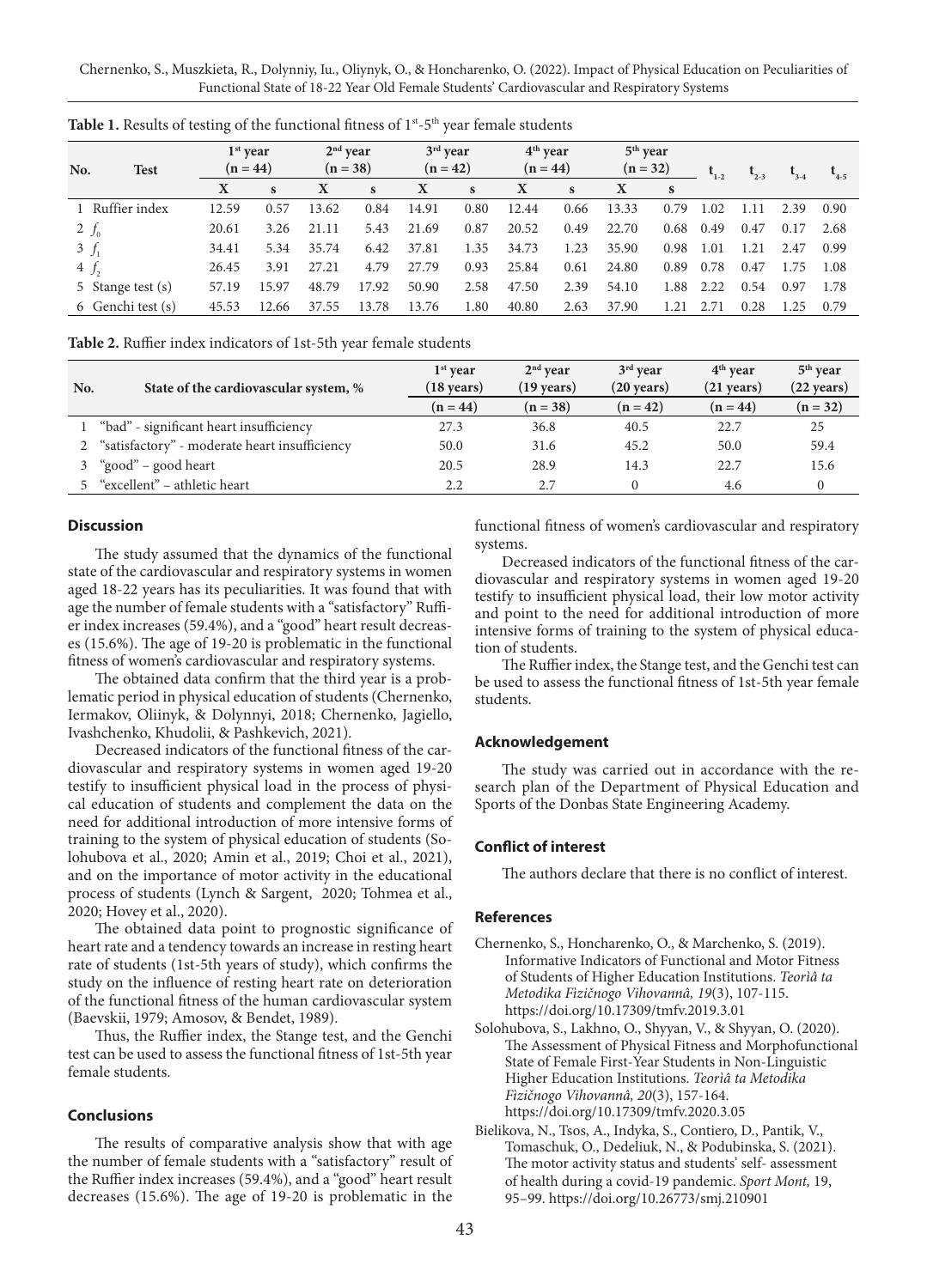**Table 1.** Results of testing of the functional fitness of 1st-5th year female students

| No. | Test | 1st year (n = 44) | | 2nd year (n = 38) | | 3rd year (n = 42) | | 4th year (n = 44) | | 5th year (n = 32) | | $t_{1-2}$ | $t_{2-3}$ | $t_{3-4}$ | $t_{4-5}$ |
|---|---|---|---|---|---|---|---|---|---|---|---|---|---|---|---|
| | | X | s | X | s | X | s | X | s | X | s | | | | |
| 1 | Ruffier index | 12.59 | 0.57 | 13.62 | 0.84 | 14.91 | 0.80 | 12.44 | 0.66 | 13.33 | 0.79 | 1.02 | 1.11 | 2.39 | 0.90 |
| 2 | $f_0$ | 20.61 | 3.26 | 21.11 | 5.43 | 21.69 | 0.87 | 20.52 | 0.49 | 22.70 | 0.68 | 0.49 | 0.47 | 0.17 | 2.68 |
| 3 | $f_1$ | 34.41 | 5.34 | 35.74 | 6.42 | 37.81 | 1.35 | 34.73 | 1.23 | 35.90 | 0.98 | 1.01 | 1.21 | 2.47 | 0.99 |
| 4 | $f_2$ | 26.45 | 3.91 | 27.21 | 4.79 | 27.79 | 0.93 | 25.84 | 0.61 | 24.80 | 0.89 | 0.78 | 0.47 | 1.75 | 1.08 |
| 5 | Stange test (s) | 57.19 | 15.97 | 48.79 | 17.92 | 50.90 | 2.58 | 47.50 | 2.39 | 54.10 | 1.88 | 2.22 | 0.54 | 0.97 | 1.78 |
| 6 | Genchi test (s) | 45.53 | 12.66 | 37.55 | 13.78 | 13.76 | 1.80 | 40.80 | 2.63 | 37.90 | 1.21 | 2.71 | 0.28 | 1.25 | 0.79 |

**Table 2.** Ruffier index indicators of 1st-5th year female students

| No. | State of the cardiovascular system, % | 1st year (18 years) (n = 44) | 2nd year (19 years) (n = 38) | 3rd year (20 years) (n = 42) | 4th year (21 years) (n = 44) | 5th year (22 years) (n = 32) |
|---|---|---|---|---|---|---|
| 1 | "bad" - significant heart insufficiency | 27.3 | 36.8 | 40.5 | 22.7 | 25 |
| 2 | "satisfactory" - moderate heart insufficiency | 50.0 | 31.6 | 45.2 | 50.0 | 59.4 |
| 3 | "good" – good heart | 20.5 | 28.9 | 14.3 | 22.7 | 15.6 |
| 5 | "excellent" – athletic heart | 2.2 | 2.7 | 0 | 4.6 | 0 |

## Discussion

The study assumed that the dynamics of the functional state of the cardiovascular and respiratory systems in women aged 18-22 years has its peculiarities. It was found that with age the number of female students with a "satisfactory" Ruffier index increases (59.4%), and a "good" heart result decreases (15.6%). The age of 19-20 is problematic in the functional fitness of women's cardiovascular and respiratory systems.

The obtained data confirm that the third year is a problematic period in physical education of students (Chernenko, Iermakov, Oliinyk, & Dolynnyi, 2018; Chernenko, Jagiello, Ivashchenko, Khudolii, & Pashkevich, 2021).

Decreased indicators of the functional fitness of the cardiovascular and respiratory systems in women aged 19-20 testify to insufficient physical load in the process of physical education of students and complement the data on the need for additional introduction of more intensive forms of training to the system of physical education of students (Solohubova et al., 2020; Amin et al., 2019; Choi et al., 2021), and on the importance of motor activity in the educational process of students (Lynch & Sargent, 2020; Tohmea et al., 2020; Hovey et al., 2020).

The obtained data point to prognostic significance of heart rate and a tendency towards an increase in resting heart rate of students (1st-5th years of study), which confirms the study on the influence of resting heart rate on deterioration of the functional fitness of the human cardiovascular system (Baevskii, 1979; Amosov, & Bendet, 1989).

Thus, the Ruffier index, the Stange test, and the Genchi test can be used to assess the functional fitness of 1st-5th year female students.

## Conclusions

The results of comparative analysis show that with age the number of female students with a "satisfactory" result of the Ruffier index increases (59.4%), and a "good" heart result decreases (15.6%). The age of 19-20 is problematic in the functional fitness of women's cardiovascular and respiratory systems.

Decreased indicators of the functional fitness of the cardiovascular and respiratory systems in women aged 19-20 testify to insufficient physical load, their low motor activity and point to the need for additional introduction of more intensive forms of training to the system of physical education of students.

The Ruffier index, the Stange test, and the Genchi test can be used to assess the functional fitness of 1st-5th year female students.

## Acknowledgement

The study was carried out in accordance with the research plan of the Department of Physical Education and Sports of the Donbas State Engineering Academy.

## Conflict of interest

The authors declare that there is no conflict of interest.

## References

Chernenko, S., Honcharenko, O., & Marchenko, S. (2019). Informative Indicators of Functional and Motor Fitness of Students of Higher Education Institutions. *Teorìâ ta Metodika Fìzičnogo Vihovannâ, 19*(3), 107-115. https://doi.org/10.17309/tmfv.2019.3.01

Solohubova, S., Lakhno, O., Shyyan, V., & Shyyan, O. (2020). The Assessment of Physical Fitness and Morphofunctional State of Female First-Year Students in Non-Linguistic Higher Education Institutions. *Teorìâ ta Metodika Fìzičnogo Vihovannâ, 20*(3), 157-164. https://doi.org/10.17309/tmfv.2020.3.05

Bielikova, N., Tsos, A., Indyka, S., Contiero, D., Pantik, V., Tomaschuk, O., Dedeliuk, N., & Podubinska, S. (2021). The motor activity status and students' self- assessment of health during a covid-19 pandemic. *Sport Mont,* 19, 95–99. https://doi.org/10.26773/smj.210901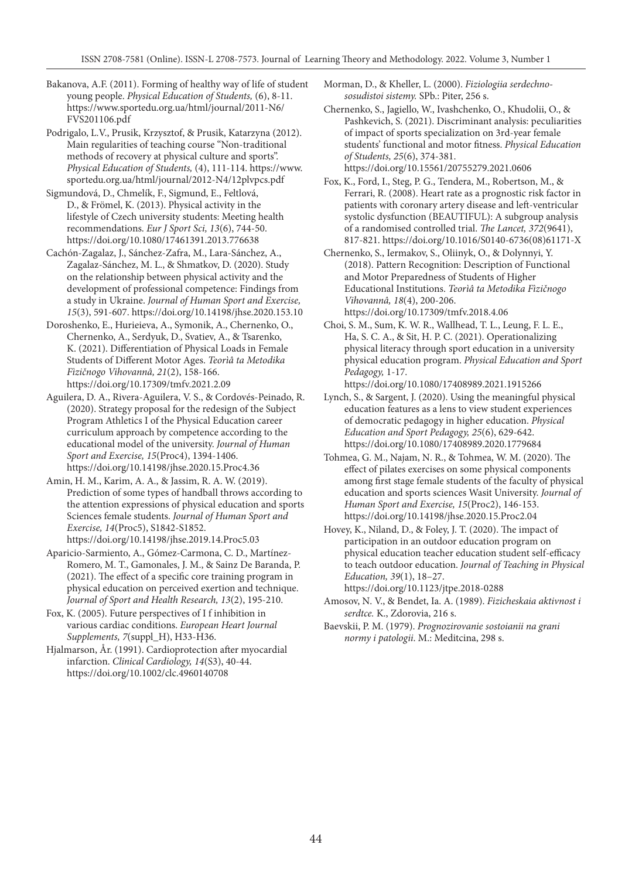Bakanova, A.F. (2011). Forming of healthy way of life of student young people. *Physical Education of Students,* (6), 8-11. https://www.sportedu.org.ua/html/journal/2011-N6/FVS201106.pdf

Podrigalo, L.V., Prusik, Krzysztof, & Prusik, Katarzyna (2012). Main regularities of teaching course "Non-traditional methods of recovery at physical culture and sports". *Physical Education of Students,* (4), 111-114. https://www.sportedu.org.ua/html/journal/2012-N4/12plvpcs.pdf

Sigmundová, D., Chmelík, F., Sigmund, E., Feltlová, D., & Frömel, K. (2013). Physical activity in the lifestyle of Czech university students: Meeting health recommendations. *Eur J Sport Sci, 13*(6), 744-50. https://doi.org/10.1080/17461391.2013.776638

Cachón-Zagalaz, J., Sánchez-Zafra, M., Lara-Sánchez, A., Zagalaz-Sánchez, M. L., & Shmatkov, D. (2020). Study on the relationship between physical activity and the development of professional competence: Findings from a study in Ukraine. *Journal of Human Sport and Exercise, 15*(3), 591-607. https://doi.org/10.14198/jhse.2020.153.10

Doroshenko, E., Hurieieva, A., Symonik, A., Chernenko, O., Chernenko, A., Serdyuk, D., Svatiev, A., & Tsarenko, K. (2021). Differentiation of Physical Loads in Female Students of Different Motor Ages. *Teorìâ ta Metodika Fizičnogo Vihovannâ, 21*(2), 158-166. https://doi.org/10.17309/tmfv.2021.2.09

Aguilera, D. A., Rivera-Aguilera, V. S., & Cordovés-Peinado, R. (2020). Strategy proposal for the redesign of the Subject Program Athletics I of the Physical Education career curriculum approach by competence according to the educational model of the university. *Journal of Human Sport and Exercise, 15*(Proc4), 1394-1406. https://doi.org/10.14198/jhse.2020.15.Proc4.36

Amin, H. M., Karim, A. A., & Jassim, R. A. W. (2019). Prediction of some types of handball throws according to the attention expressions of physical education and sports Sciences female students. *Journal of Human Sport and Exercise, 14*(Proc5), S1842-S1852. https://doi.org/10.14198/jhse.2019.14.Proc5.03

Aparicio-Sarmiento, A., Gómez-Carmona, C. D., Martínez-Romero, M. T., Gamonales, J. M., & Sainz De Baranda, P. (2021). The effect of a specific core training program in physical education on perceived exertion and technique. *Journal of Sport and Health Research, 13*(2), 195-210.

Fox, K. (2005). Future perspectives of I f inhibition in various cardiac conditions. *European Heart Journal Supplements, 7*(suppl_H), H33-H36.

Hjalmarson, År. (1991). Cardioprotection after myocardial infarction. *Clinical Cardiology, 14*(S3), 40-44. https://doi.org/10.1002/clc.4960140708

Morman, D., & Kheller, L. (2000). *Fiziologiia serdechno-sosudistoi sistemy.* SPb.: Piter, 256 s.

Chernenko, S., Jagiello, W., Ivashchenko, O., Khudolii, O., & Pashkevich, S. (2021). Discriminant analysis: peculiarities of impact of sports specialization on 3rd-year female students' functional and motor fitness. *Physical Education of Students, 25*(6), 374-381. https://doi.org/10.15561/20755279.2021.0606

Fox, K., Ford, I., Steg, P. G., Tendera, M., Robertson, M., & Ferrari, R. (2008). Heart rate as a prognostic risk factor in patients with coronary artery disease and left-ventricular systolic dysfunction (BEAUTIFUL): A subgroup analysis of a randomised controlled trial. *The Lancet, 372*(9641), 817-821. https://doi.org/10.1016/S0140-6736(08)61171-X

Chernenko, S., Iermakov, S., Oliinyk, O., & Dolynnyi, Y. (2018). Pattern Recognition: Description of Functional and Motor Preparedness of Students of Higher Educational Institutions. *Teorìâ ta Metodika Fizičnogo Vihovannâ, 18*(4), 200-206. https://doi.org/10.17309/tmfv.2018.4.06

Choi, S. M., Sum, K. W. R., Wallhead, T. L., Leung, F. L. E., Ha, S. C. A., & Sit, H. P. C. (2021). Operationalizing physical literacy through sport education in a university physical education program. *Physical Education and Sport Pedagogy,* 1-17. https://doi.org/10.1080/17408989.2021.1915266

Lynch, S., & Sargent, J. (2020). Using the meaningful physical education features as a lens to view student experiences of democratic pedagogy in higher education. *Physical Education and Sport Pedagogy, 25*(6), 629-642. https://doi.org/10.1080/17408989.2020.1779684

Tohmea, G. M., Najam, N. R., & Tohmea, W. M. (2020). The effect of pilates exercises on some physical components among first stage female students of the faculty of physical education and sports sciences Wasit University. *Journal of Human Sport and Exercise, 15*(Proc2), 146-153. https://doi.org/10.14198/jhse.2020.15.Proc2.04

Hovey, K., Niland, D., & Foley, J. T. (2020). The impact of participation in an outdoor education program on physical education teacher education student self-efficacy to teach outdoor education. *Journal of Teaching in Physical Education, 39*(1), 18–27. https://doi.org/10.1123/jtpe.2018-0288

Amosov, N. V., & Bendet, Ia. A. (1989). *Fizicheskaia aktivnost i serdtce.* K., Zdorovia, 216 s.

Baevskii, P. M. (1979). *Prognozirovanie sostoianii na grani normy i patologii.* M.: Meditcina, 298 s.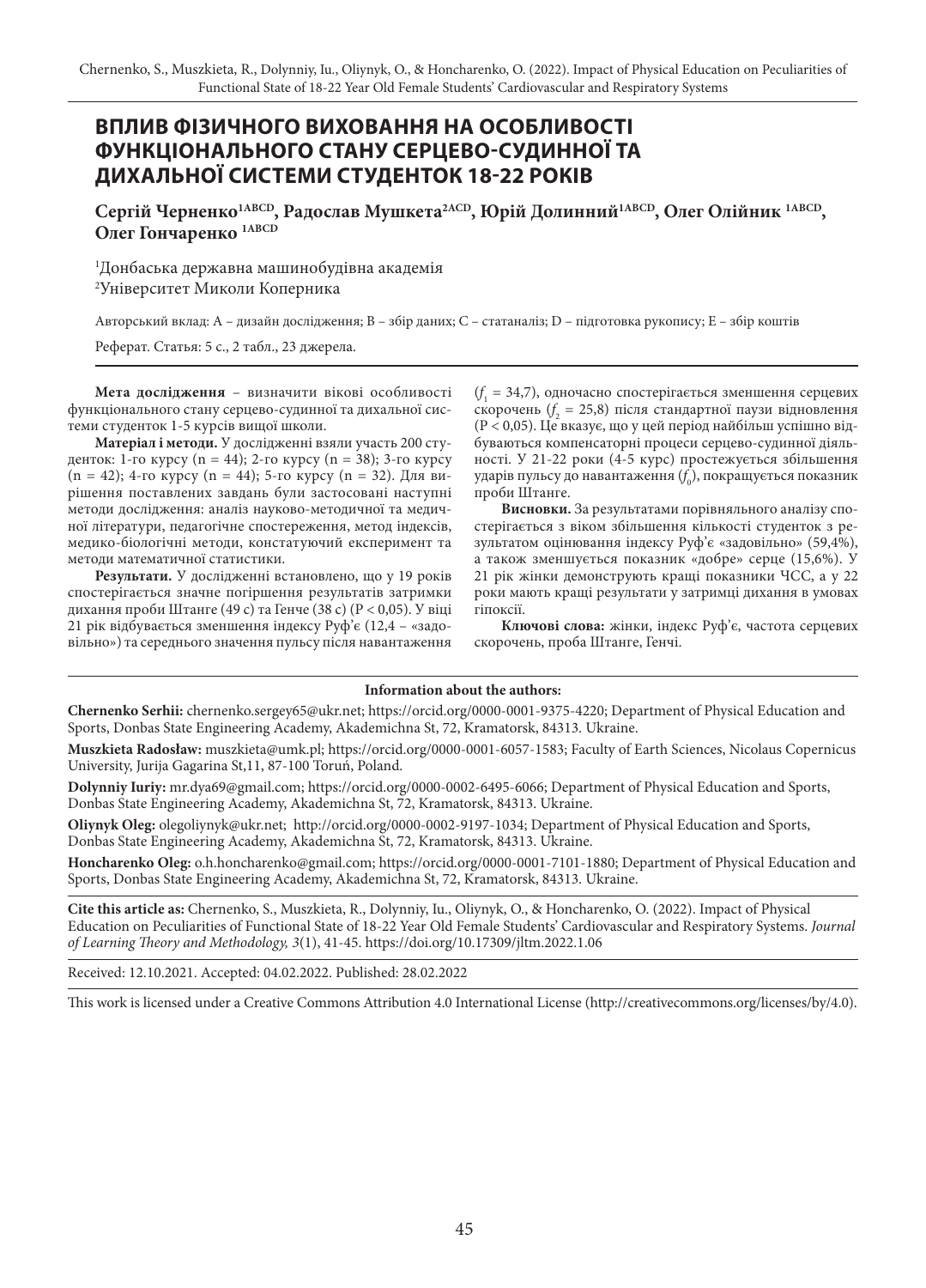# ВПЛИВ ФІЗИЧНОГО ВИХОВАННЯ НА ОСОБЛИВОСТІ ФУНКЦІОНАЛЬНОГО СТАНУ СЕРЦЕВО-СУДИННОЇ ТА ДИХАЛЬНОЇ СИСТЕМИ СТУДЕНТОК 18-22 РОКІВ

**Сергій Черненко[1ABCD], Радослав Мушкета[2ACD], Юрій Долинний[1ABCD], Олег Олійник [1ABCD], Олег Гончаренко [1ABCD]**

[1]Донбаська державна машинобудівна академія
[2]Університет Миколи Коперника

Авторський вклад: A – дизайн дослідження; B – збір даних; C – статаналіз; D – підготовка рукопису; E – збір коштів

Реферат. Стаття: 5 с., 2 табл., 23 джерела.

**Мета дослідження** – визначити вікові особливості функціонального стану серцево-судинної та дихальної системи студенток 1-5 курсів вищої школи.

**Матеріал і методи.** У дослідженні взяли участь 200 студенток: 1-го курсу (n = 44); 2-го курсу (n = 38); 3-го курсу (n = 42); 4-го курсу (n = 44); 5-го курсу (n = 32). Для вирішення поставлених завдань були застосовані наступні методи дослідження: аналіз науково-методичної та медичної літератури, педагогічне спостереження, метод індексів, медико-біологічні методи, констатуючий експеримент та методи математичної статистики.

**Результати.** У дослідженні встановлено, що у 19 років спостерігається значне погіршення результатів затримки дихання проби Штанге (49 с) та Генче (38 с) (P < 0,05). У віці 21 рік відбувається зменшення індексу Руф'є (12,4 – «задовільно») та середнього значення пульсу після навантаження ($f_1$ = 34,7), одночасно спостерігається зменшення серцевих скорочень ($f_2$ = 25,8) після стандартної паузи відновлення (P < 0,05). Це вказує, що у цей період найбільш успішно відбуваються компенсаторні процеси серцево-судинної діяльності. У 21-22 роки (4-5 курс) простежується збільшення ударів пульсу до навантаження ($f_0$), покращується показник проби Штанге.

**Висновки.** За результатами порівняльного аналізу спостерігається з віком збільшення кількості студенток з результатом оцінювання індексу Руф'є «задовільно» (59,4%), а також зменшується показник «добре» серце (15,6%). У 21 рік жінки демонструють кращі показники ЧСС, а у 22 роки мають кращі результати у затримці дихання в умовах гіпоксії.

**Ключові слова:** жінки, індекс Руф'є, частота серцевих скорочень, проба Штанге, Генчі.

---

**Information about the authors:**

**Chernenko Serhii:** chernenko.sergey65@ukr.net; https://orcid.org/0000-0001-9375-4220; Department of Physical Education and Sports, Donbas State Engineering Academy, Akademichna St, 72, Kramatorsk, 84313. Ukraine.

**Muszkieta Radosław:** muszkieta@umk.pl; https://orcid.org/0000-0001-6057-1583; Faculty of Earth Sciences, Nicolaus Copernicus University, Jurija Gagarina St,11, 87-100 Toruń, Poland.

**Dolynniy Iuriy:** mr.dya69@gmail.com; https://orcid.org/0000-0002-6495-6066; Department of Physical Education and Sports, Donbas State Engineering Academy, Akademichna St, 72, Kramatorsk, 84313. Ukraine.

**Oliynyk Oleg:** olegoliynyk@ukr.net; http://orcid.org/0000-0002-9197-1034; Department of Physical Education and Sports, Donbas State Engineering Academy, Akademichna St, 72, Kramatorsk, 84313. Ukraine.

**Honcharenko Oleg:** o.h.honcharenko@gmail.com; https://orcid.org/0000-0001-7101-1880; Department of Physical Education and Sports, Donbas State Engineering Academy, Akademichna St, 72, Kramatorsk, 84313. Ukraine.

**Cite this article as:** Chernenko, S., Muszkieta, R., Dolynniy, Iu., Oliynyk, O., & Honcharenko, O. (2022). Impact of Physical Education on Peculiarities of Functional State of 18-22 Year Old Female Students' Cardiovascular and Respiratory Systems. *Journal of Learning Theory and Methodology, 3*(1), 41-45. https://doi.org/10.17309/jltm.2022.1.06

Received: 12.10.2021. Accepted: 04.02.2022. Published: 28.02.2022

This work is licensed under a Creative Commons Attribution 4.0 International License (http://creativecommons.org/licenses/by/4.0).